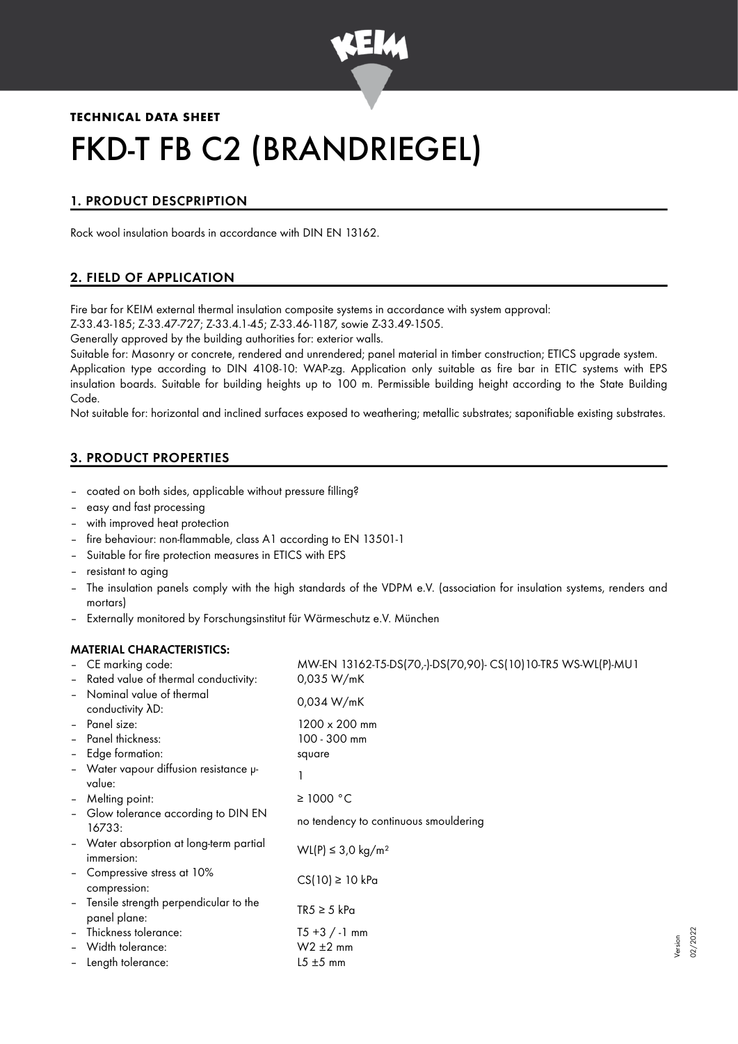**TECHNICAL DATA SHEET**

# FKD-T FB C2 (BRANDRIEGEL)

## 1. PRODUCT DESCPRIPTION

Rock wool insulation boards in accordance with DIN EN 13162.

## 2. FIELD OF APPLICATION

Fire bar for KEIM external thermal insulation composite systems in accordance with system approval:
Z-33.43-185; Z-33.47-727; Z-33.4.1-45; Z-33.46-1187, sowie Z-33.49-1505.
Generally approved by the building authorities for: exterior walls.
Suitable for: Masonry or concrete, rendered and unrendered; panel material in timber construction; ETICS upgrade system.
Application type according to DIN 4108-10: WAP-zg. Application only suitable as fire bar in ETIC systems with EPS insulation boards. Suitable for building heights up to 100 m. Permissible building height according to the State Building Code.
Not suitable for: horizontal and inclined surfaces exposed to weathering; metallic substrates; saponifiable existing substrates.

## 3. PRODUCT PROPERTIES

- coated on both sides, applicable without pressure filling?
- easy and fast processing
- with improved heat protection
- fire behaviour: non-flammable, class A1 according to EN 13501-1
- Suitable for fire protection measures in ETICS with EPS
- resistant to aging
- The insulation panels comply with the high standards of the VDPM e.V. (association for insulation systems, renders and mortars)
- Externally monitored by Forschungsinstitut für Wärmeschutz e.V. München

### MATERIAL CHARACTERISTICS:

| | |
|---|---|
| – CE marking code: | MW-EN 13162-T5-DS(70,-)-DS(70,90)- CS(10)10-TR5 WS-WL(P)-MU1 |
| – Rated value of thermal conductivity: | 0,035 W/mK |
| – Nominal value of thermal conductivity λD: | 0,034 W/mK |
| – Panel size: | 1200 x 200 mm |
| – Panel thickness: | 100 - 300 mm |
| – Edge formation: | square |
| – Water vapour diffusion resistance μ-value: | 1 |
| – Melting point: | ≥ 1000 °C |
| – Glow tolerance according to DIN EN 16733: | no tendency to continuous smouldering |
| – Water absorption at long-term partial immersion: | WL(P) ≤ 3,0 kg/m² |
| – Compressive stress at 10% compression: | CS(10) ≥ 10 kPa |
| – Tensile strength perpendicular to the panel plane: | TR5 ≥ 5 kPa |
| – Thickness tolerance: | T5 +3 / -1 mm |
| – Width tolerance: | W2 ±2 mm |
| – Length tolerance: | L5 ±5 mm |

Version 02/2022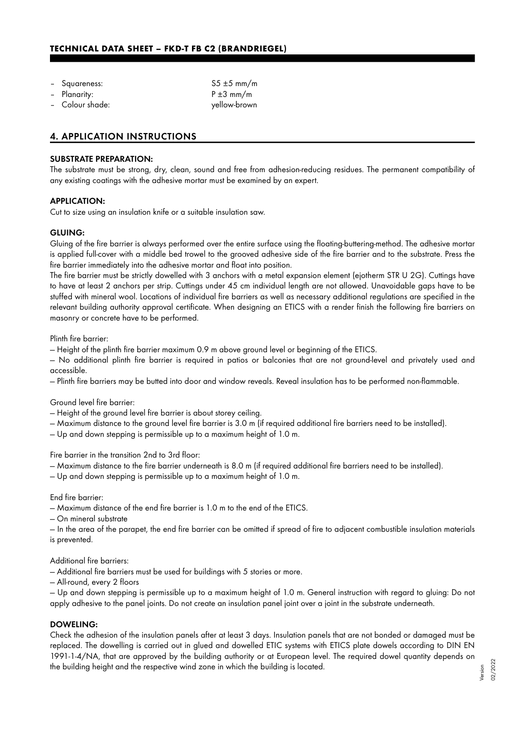- Squareness: S5 ±5 mm/m
- Planarity: P ±3 mm/m
- Colour shade: yellow-brown

## 4. APPLICATION INSTRUCTIONS

### SUBSTRATE PREPARATION:

The substrate must be strong, dry, clean, sound and free from adhesion-reducing residues. The permanent compatibility of any existing coatings with the adhesive mortar must be examined by an expert.

### APPLICATION:

Cut to size using an insulation knife or a suitable insulation saw.

### GLUING:

Gluing of the fire barrier is always performed over the entire surface using the floating-buttering-method. The adhesive mortar is applied full-cover with a middle bed trowel to the grooved adhesive side of the fire barrier and to the substrate. Press the fire barrier immediately into the adhesive mortar and float into position.

The fire barrier must be strictly dowelled with 3 anchors with a metal expansion element (ejotherm STR U 2G). Cuttings have to have at least 2 anchors per strip. Cuttings under 45 cm individual length are not allowed. Unavoidable gaps have to be stuffed with mineral wool. Locations of individual fire barriers as well as necessary additional regulations are specified in the relevant building authority approval certificate. When designing an ETICS with a render finish the following fire barriers on masonry or concrete have to be performed.

Plinth fire barrier:

— Height of the plinth fire barrier maximum 0.9 m above ground level or beginning of the ETICS.

— No additional plinth fire barrier is required in patios or balconies that are not ground-level and privately used and accessible.

— Plinth fire barriers may be butted into door and window reveals. Reveal insulation has to be performed non-flammable.

Ground level fire barrier:

— Height of the ground level fire barrier is about storey ceiling.

— Maximum distance to the ground level fire barrier is 3.0 m (if required additional fire barriers need to be installed).

— Up and down stepping is permissible up to a maximum height of 1.0 m.

Fire barrier in the transition 2nd to 3rd floor:

— Maximum distance to the fire barrier underneath is 8.0 m (if required additional fire barriers need to be installed).

— Up and down stepping is permissible up to a maximum height of 1.0 m.

End fire barrier:

— Maximum distance of the end fire barrier is 1.0 m to the end of the ETICS.

— On mineral substrate

— In the area of the parapet, the end fire barrier can be omitted if spread of fire to adjacent combustible insulation materials is prevented.

Additional fire barriers:

— Additional fire barriers must be used for buildings with 5 stories or more.

— All-round, every 2 floors

— Up and down stepping is permissible up to a maximum height of 1.0 m. General instruction with regard to gluing: Do not apply adhesive to the panel joints. Do not create an insulation panel joint over a joint in the substrate underneath.

### DOWELING:

Check the adhesion of the insulation panels after at least 3 days. Insulation panels that are not bonded or damaged must be replaced. The dowelling is carried out in glued and dowelled ETIC systems with ETICS plate dowels according to DIN EN 1991-1-4/NA, that are approved by the building authority or at European level. The required dowel quantity depends on the building height and the respective wind zone in which the building is located.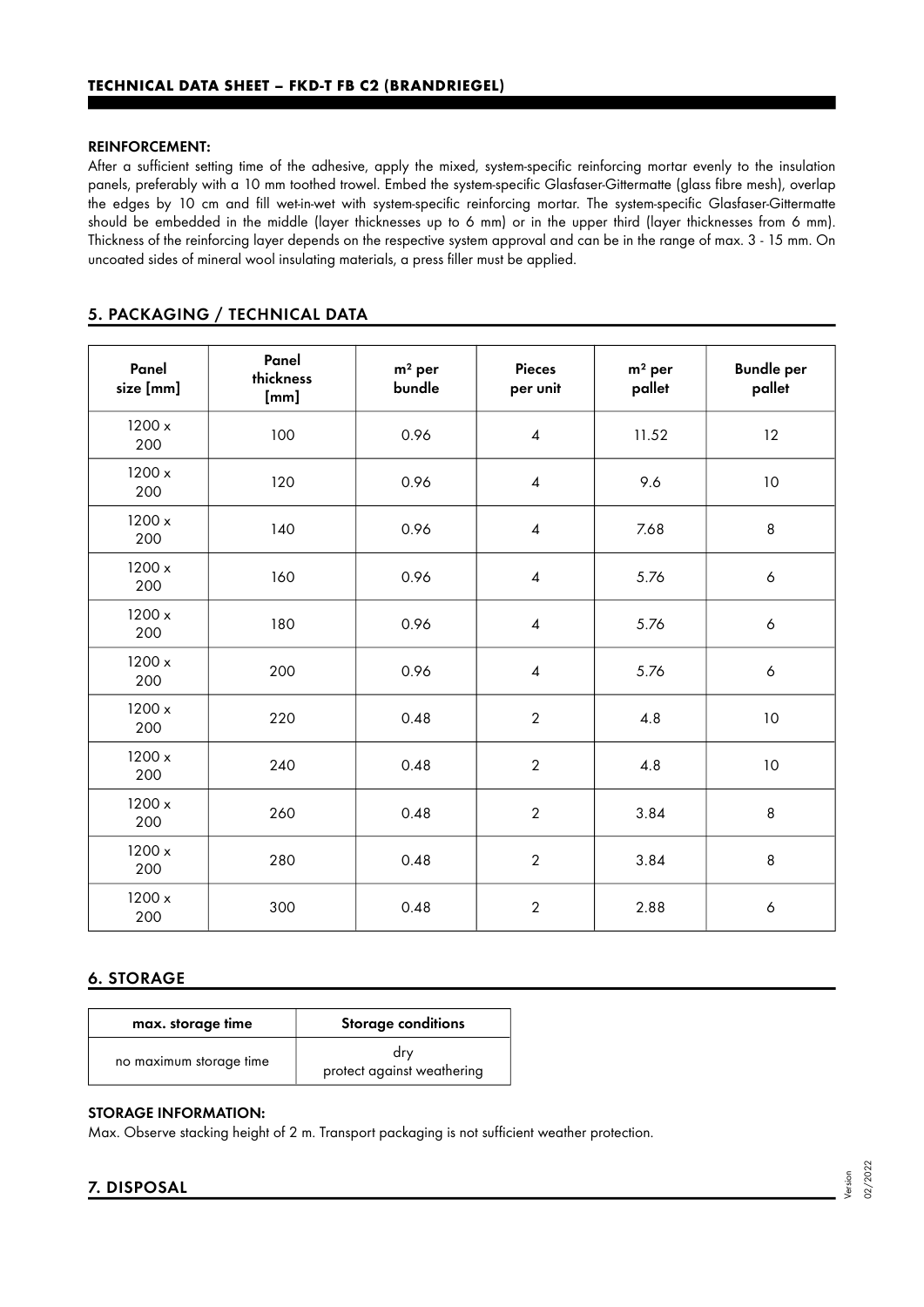**REINFORCEMENT:**

After a sufficient setting time of the adhesive, apply the mixed, system-specific reinforcing mortar evenly to the insulation panels, preferably with a 10 mm toothed trowel. Embed the system-specific Glasfaser-Gittermatte (glass fibre mesh), overlap the edges by 10 cm and fill wet-in-wet with system-specific reinforcing mortar. The system-specific Glasfaser-Gittermatte should be embedded in the middle (layer thicknesses up to 6 mm) or in the upper third (layer thicknesses from 6 mm). Thickness of the reinforcing layer depends on the respective system approval and can be in the range of max. 3 - 15 mm. On uncoated sides of mineral wool insulating materials, a press filler must be applied.

## 5. PACKAGING / TECHNICAL DATA

| Panel size [mm] | Panel thickness [mm] | m² per bundle | Pieces per unit | m² per pallet | Bundle per pallet |
|---|---|---|---|---|---|
| 1200 x 200 | 100 | 0.96 | 4 | 11.52 | 12 |
| 1200 x 200 | 120 | 0.96 | 4 | 9.6 | 10 |
| 1200 x 200 | 140 | 0.96 | 4 | 7.68 | 8 |
| 1200 x 200 | 160 | 0.96 | 4 | 5.76 | 6 |
| 1200 x 200 | 180 | 0.96 | 4 | 5.76 | 6 |
| 1200 x 200 | 200 | 0.96 | 4 | 5.76 | 6 |
| 1200 x 200 | 220 | 0.48 | 2 | 4.8 | 10 |
| 1200 x 200 | 240 | 0.48 | 2 | 4.8 | 10 |
| 1200 x 200 | 260 | 0.48 | 2 | 3.84 | 8 |
| 1200 x 200 | 280 | 0.48 | 2 | 3.84 | 8 |
| 1200 x 200 | 300 | 0.48 | 2 | 2.88 | 6 |

## 6. STORAGE

| max. storage time | Storage conditions |
|---|---|
| no maximum storage time | dry<br>protect against weathering |

**STORAGE INFORMATION:**

Max. Observe stacking height of 2 m. Transport packaging is not sufficient weather protection.

## 7. DISPOSAL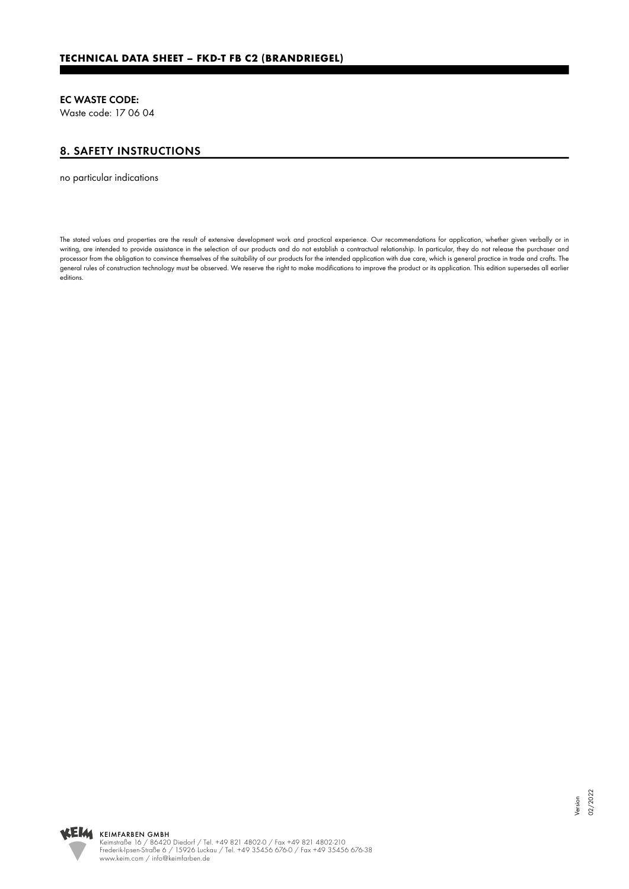**EC WASTE CODE:**

Waste code: 17 06 04

## 8. SAFETY INSTRUCTIONS

no particular indications

The stated values and properties are the result of extensive development work and practical experience. Our recommendations for application, whether given verbally or in writing, are intended to provide assistance in the selection of our products and do not establish a contractual relationship. In particular, they do not release the purchaser and processor from the obligation to convince themselves of the suitability of our products for the intended application with due care, which is general practice in trade and crafts. The general rules of construction technology must be observed. We reserve the right to make modifications to improve the product or its application. This edition supersedes all earlier editions.

KEIMFARBEN GMBH
Keimstraße 16 / 86420 Diedorf / Tel. +49 821 4802-0 / Fax +49 821 4802-210
Frederik-Ipsen-Straße 6 / 15926 Luckau / Tel. +49 35456 676-0 / Fax +49 35456 676-38
www.keim.com / info@keimfarben.de

Version 02/2022